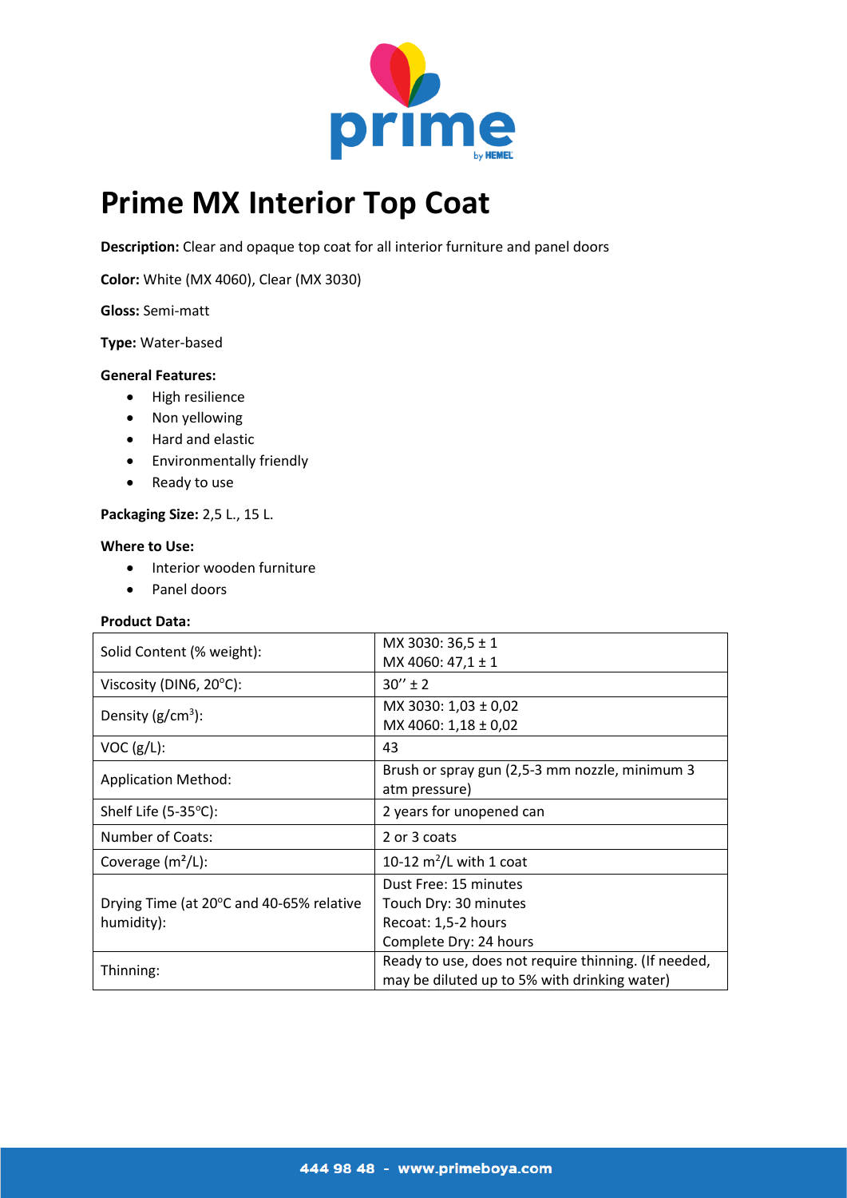# Prime MX Interior Top Coat

**Description:** Clear and opaque top coat for all interior furniture and panel doors

**Color:** White (MX 4060), Clear (MX 3030)

**Gloss:** Semi-matt

**Type:** Water-based

**General Features:**

- High resilience
- Non yellowing
- Hard and elastic
- Environmentally friendly
- Ready to use

**Packaging Size:** 2,5 L., 15 L.

**Where to Use:**

- Interior wooden furniture
- Panel doors

**Product Data:**

| | |
|---|---|
| Solid Content (% weight): | MX 3030: 36,5 ± 1<br>MX 4060: 47,1 ± 1 |
| Viscosity (DIN6, 20°C): | 30'' ± 2 |
| Density (g/cm³): | MX 3030: 1,03 ± 0,02<br>MX 4060: 1,18 ± 0,02 |
| VOC (g/L): | 43 |
| Application Method: | Brush or spray gun (2,5-3 mm nozzle, minimum 3 atm pressure) |
| Shelf Life (5-35°C): | 2 years for unopened can |
| Number of Coats: | 2 or 3 coats |
| Coverage (m²/L): | 10-12 m²/L with 1 coat |
| Drying Time (at 20°C and 40-65% relative humidity): | Dust Free: 15 minutes<br>Touch Dry: 30 minutes<br>Recoat: 1,5-2 hours<br>Complete Dry: 24 hours |
| Thinning: | Ready to use, does not require thinning. (If needed, may be diluted up to 5% with drinking water) |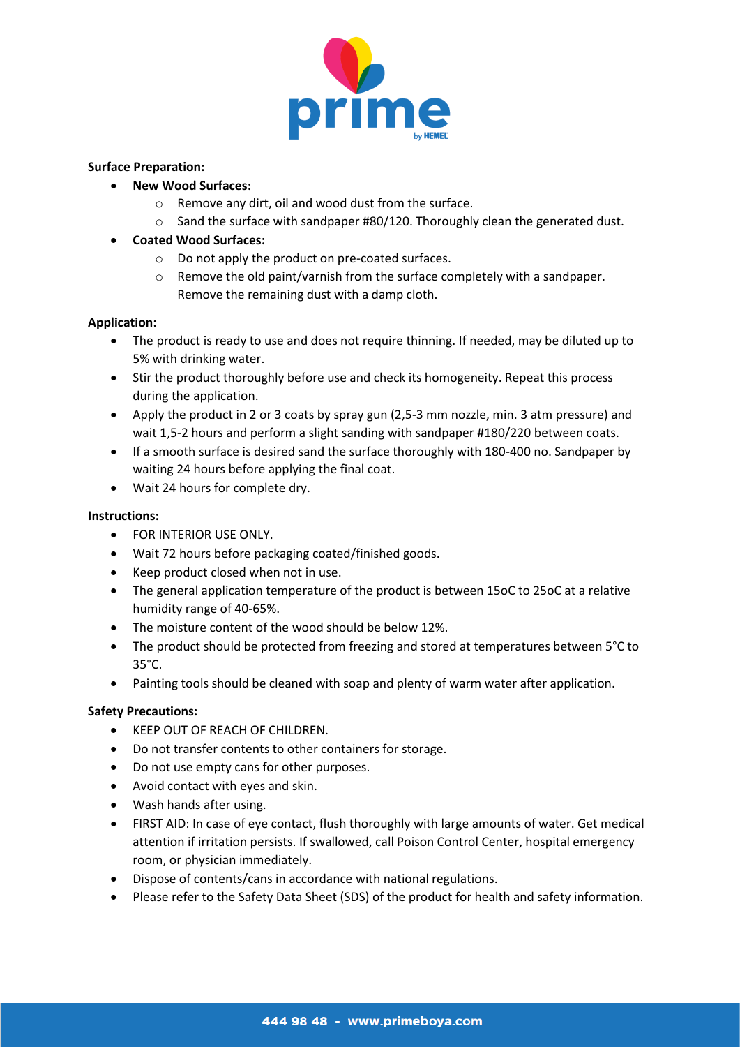**Surface Preparation:**

- **New Wood Surfaces:**
  - Remove any dirt, oil and wood dust from the surface.
  - Sand the surface with sandpaper #80/120. Thoroughly clean the generated dust.
- **Coated Wood Surfaces:**
  - Do not apply the product on pre-coated surfaces.
  - Remove the old paint/varnish from the surface completely with a sandpaper. Remove the remaining dust with a damp cloth.

**Application:**

- The product is ready to use and does not require thinning. If needed, may be diluted up to 5% with drinking water.
- Stir the product thoroughly before use and check its homogeneity. Repeat this process during the application.
- Apply the product in 2 or 3 coats by spray gun (2,5-3 mm nozzle, min. 3 atm pressure) and wait 1,5-2 hours and perform a slight sanding with sandpaper #180/220 between coats.
- If a smooth surface is desired sand the surface thoroughly with 180-400 no. Sandpaper by waiting 24 hours before applying the final coat.
- Wait 24 hours for complete dry.

**Instructions:**

- FOR INTERIOR USE ONLY.
- Wait 72 hours before packaging coated/finished goods.
- Keep product closed when not in use.
- The general application temperature of the product is between 15oC to 25oC at a relative humidity range of 40-65%.
- The moisture content of the wood should be below 12%.
- The product should be protected from freezing and stored at temperatures between 5°C to 35°C.
- Painting tools should be cleaned with soap and plenty of warm water after application.

**Safety Precautions:**

- KEEP OUT OF REACH OF CHILDREN.
- Do not transfer contents to other containers for storage.
- Do not use empty cans for other purposes.
- Avoid contact with eyes and skin.
- Wash hands after using.
- FIRST AID: In case of eye contact, flush thoroughly with large amounts of water. Get medical attention if irritation persists. If swallowed, call Poison Control Center, hospital emergency room, or physician immediately.
- Dispose of contents/cans in accordance with national regulations.
- Please refer to the Safety Data Sheet (SDS) of the product for health and safety information.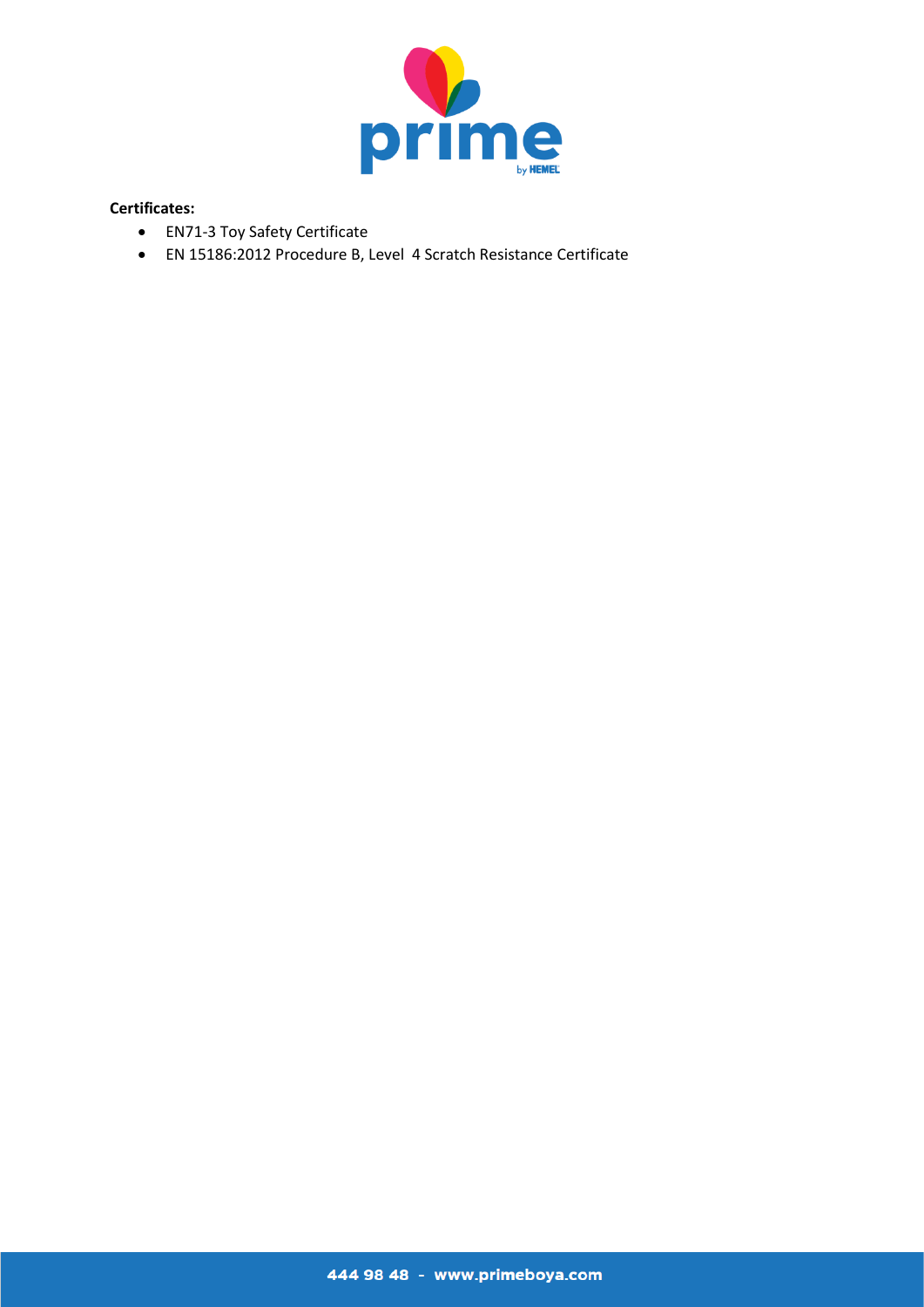**Certificates:**

- EN71-3 Toy Safety Certificate
- EN 15186:2012 Procedure B, Level 4 Scratch Resistance Certificate